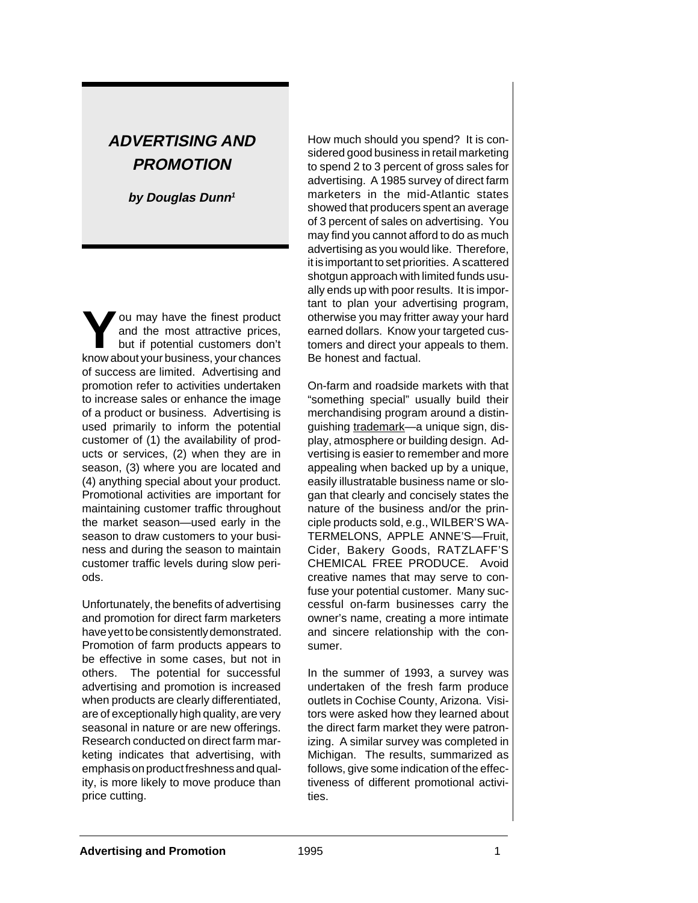# ADVERTISING AND PROMOTION

***by Douglas Dunn[1]***

You may have the finest product and the most attractive prices, but if potential customers don't know about your business, your chances of success are limited. Advertising and promotion refer to activities undertaken to increase sales or enhance the image of a product or business. Advertising is used primarily to inform the potential customer of (1) the availability of products or services, (2) when they are in season, (3) where you are located and (4) anything special about your product. Promotional activities are important for maintaining customer traffic throughout the market season—used early in the season to draw customers to your business and during the season to maintain customer traffic levels during slow periods.

Unfortunately, the benefits of advertising and promotion for direct farm marketers have yet to be consistently demonstrated. Promotion of farm products appears to be effective in some cases, but not in others. The potential for successful advertising and promotion is increased when products are clearly differentiated, are of exceptionally high quality, are very seasonal in nature or are new offerings. Research conducted on direct farm marketing indicates that advertising, with emphasis on product freshness and quality, is more likely to move produce than price cutting.

How much should you spend? It is considered good business in retail marketing to spend 2 to 3 percent of gross sales for advertising. A 1985 survey of direct farm marketers in the mid-Atlantic states showed that producers spent an average of 3 percent of sales on advertising. You may find you cannot afford to do as much advertising as you would like. Therefore, it is important to set priorities. A scattered shotgun approach with limited funds usually ends up with poor results. It is important to plan your advertising program, otherwise you may fritter away your hard earned dollars. Know your targeted customers and direct your appeals to them. Be honest and factual.

On-farm and roadside markets with that "something special" usually build their merchandising program around a distinguishing trademark—a unique sign, display, atmosphere or building design. Advertising is easier to remember and more appealing when backed up by a unique, easily illustratable business name or slogan that clearly and concisely states the nature of the business and/or the principle products sold, e.g., WILBER'S WATERMELONS, APPLE ANNE'S—Fruit, Cider, Bakery Goods, RATZLAFF'S CHEMICAL FREE PRODUCE. Avoid creative names that may serve to confuse your potential customer. Many successful on-farm businesses carry the owner's name, creating a more intimate and sincere relationship with the consumer.

In the summer of 1993, a survey was undertaken of the fresh farm produce outlets in Cochise County, Arizona. Visitors were asked how they learned about the direct farm market they were patronizing. A similar survey was completed in Michigan. The results, summarized as follows, give some indication of the effectiveness of different promotional activities.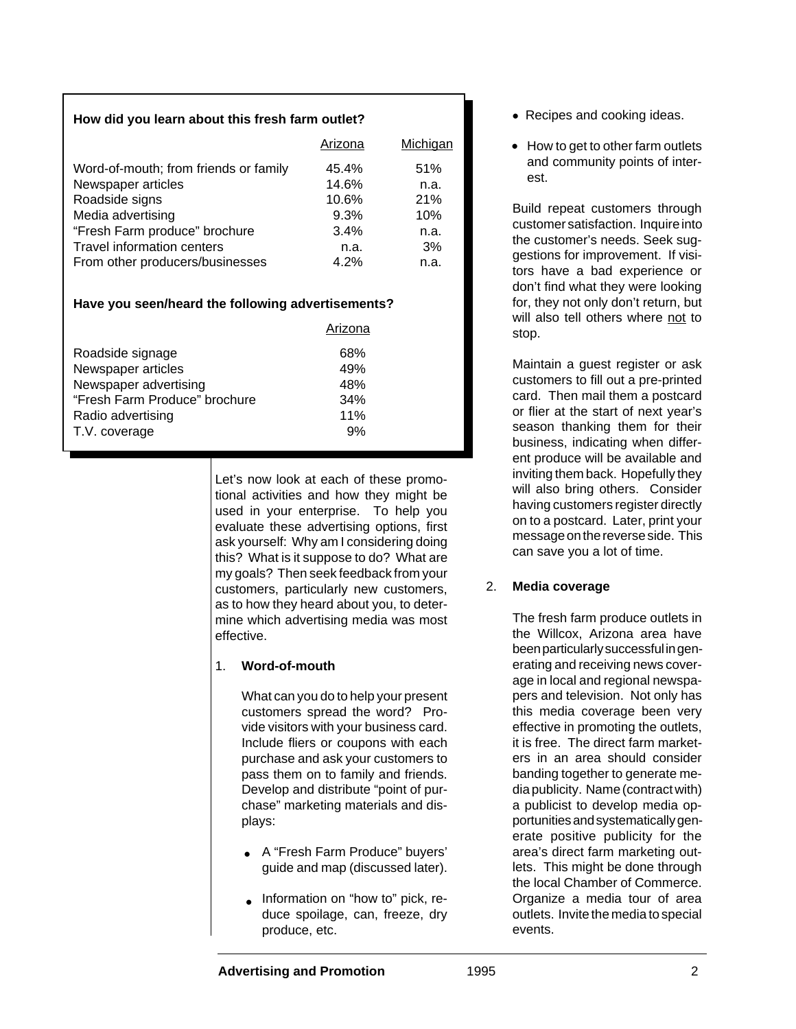**How did you learn about this fresh farm outlet?**

| | Arizona | Michigan |
|---|---|---|
| Word-of-mouth; from friends or family | 45.4% | 51% |
| Newspaper articles | 14.6% | n.a. |
| Roadside signs | 10.6% | 21% |
| Media advertising | 9.3% | 10% |
| "Fresh Farm produce" brochure | 3.4% | n.a. |
| Travel information centers | n.a. | 3% |
| From other producers/businesses | 4.2% | n.a. |

**Have you seen/heard the following advertisements?**

| | Arizona |
|---|---|
| Roadside signage | 68% |
| Newspaper articles | 49% |
| Newspaper advertising | 48% |
| "Fresh Farm Produce" brochure | 34% |
| Radio advertising | 11% |
| T.V. coverage | 9% |

Let's now look at each of these promotional activities and how they might be used in your enterprise. To help you evaluate these advertising options, first ask yourself: Why am I considering doing this? What is it suppose to do? What are my goals? Then seek feedback from your customers, particularly new customers, as to how they heard about you, to determine which advertising media was most effective.

1. **Word-of-mouth**

   What can you do to help your present customers spread the word? Provide visitors with your business card. Include fliers or coupons with each purchase and ask your customers to pass them on to family and friends. Develop and distribute "point of purchase" marketing materials and displays:

   - A "Fresh Farm Produce" buyers' guide and map (discussed later).
   - Information on "how to" pick, reduce spoilage, can, freeze, dry produce, etc.
   - Recipes and cooking ideas.
   - How to get to other farm outlets and community points of interest.

   Build repeat customers through customer satisfaction. Inquire into the customer's needs. Seek suggestions for improvement. If visitors have a bad experience or don't find what they were looking for, they not only don't return, but will also tell others where not to stop.

   Maintain a guest register or ask customers to fill out a pre-printed card. Then mail them a postcard or flier at the start of next year's season thanking them for their business, indicating when different produce will be available and inviting them back. Hopefully they will also bring others. Consider having customers register directly on to a postcard. Later, print your message on the reverse side. This can save you a lot of time.

2. **Media coverage**

   The fresh farm produce outlets in the Willcox, Arizona area have been particularly successful in generating and receiving news coverage in local and regional newspapers and television. Not only has this media coverage been very effective in promoting the outlets, it is free. The direct farm marketers in an area should consider banding together to generate media publicity. Name (contract with) a publicist to develop media opportunities and systematically generate positive publicity for the area's direct farm marketing outlets. This might be done through the local Chamber of Commerce. Organize a media tour of area outlets. Invite the media to special events.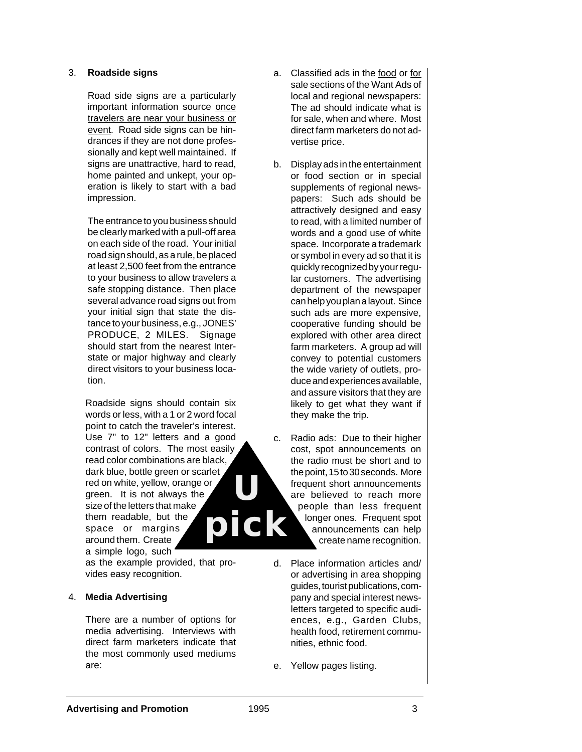3. **Roadside signs**

   Road side signs are a particularly important information source <u>once travelers are near your business or event</u>. Road side signs can be hindrances if they are not done professionally and kept well maintained. If signs are unattractive, hard to read, home painted and unkept, your operation is likely to start with a bad impression.

   The entrance to you business should be clearly marked with a pull-off area on each side of the road. Your initial road sign should, as a rule, be placed at least 2,500 feet from the entrance to your business to allow travelers a safe stopping distance. Then place several advance road signs out from your initial sign that state the distance to your business, e.g., JONES' PRODUCE, 2 MILES. Signage should start from the nearest Interstate or major highway and clearly direct visitors to your business location.

   Roadside signs should contain six words or less, with a 1 or 2 word focal point to catch the traveler's interest. Use 7" to 12" letters and a good contrast of colors. The most easily read color combinations are black, dark blue, bottle green or scarlet red on white, yellow, orange or green. It is not always the size of the letters that make them readable, but the space or margins around them. Create a simple logo, such as the example provided, that provides easy recognition.

   **U pick**

4. **Media Advertising**

   There are a number of options for media advertising. Interviews with direct farm marketers indicate that the most commonly used mediums are:

   a. Classified ads in the <u>food</u> or <u>for sale</u> sections of the Want Ads of local and regional newspapers: The ad should indicate what is for sale, when and where. Most direct farm marketers do not advertise price.

   b. Display ads in the entertainment or food section or in special supplements of regional newspapers: Such ads should be attractively designed and easy to read, with a limited number of words and a good use of white space. Incorporate a trademark or symbol in every ad so that it is quickly recognized by your regular customers. The advertising department of the newspaper can help you plan a layout. Since such ads are more expensive, cooperative funding should be explored with other area direct farm marketers. A group ad will convey to potential customers the wide variety of outlets, produce and experiences available, and assure visitors that they are likely to get what they want if they make the trip.

   c. Radio ads: Due to their higher cost, spot announcements on the radio must be short and to the point, 15 to 30 seconds. More frequent short announcements are believed to reach more people than less frequent longer ones. Frequent spot announcements can help create name recognition.

   d. Place information articles and/or advertising in area shopping guides, tourist publications, company and special interest newsletters targeted to specific audiences, e.g., Garden Clubs, health food, retirement communities, ethnic food.

   e. Yellow pages listing.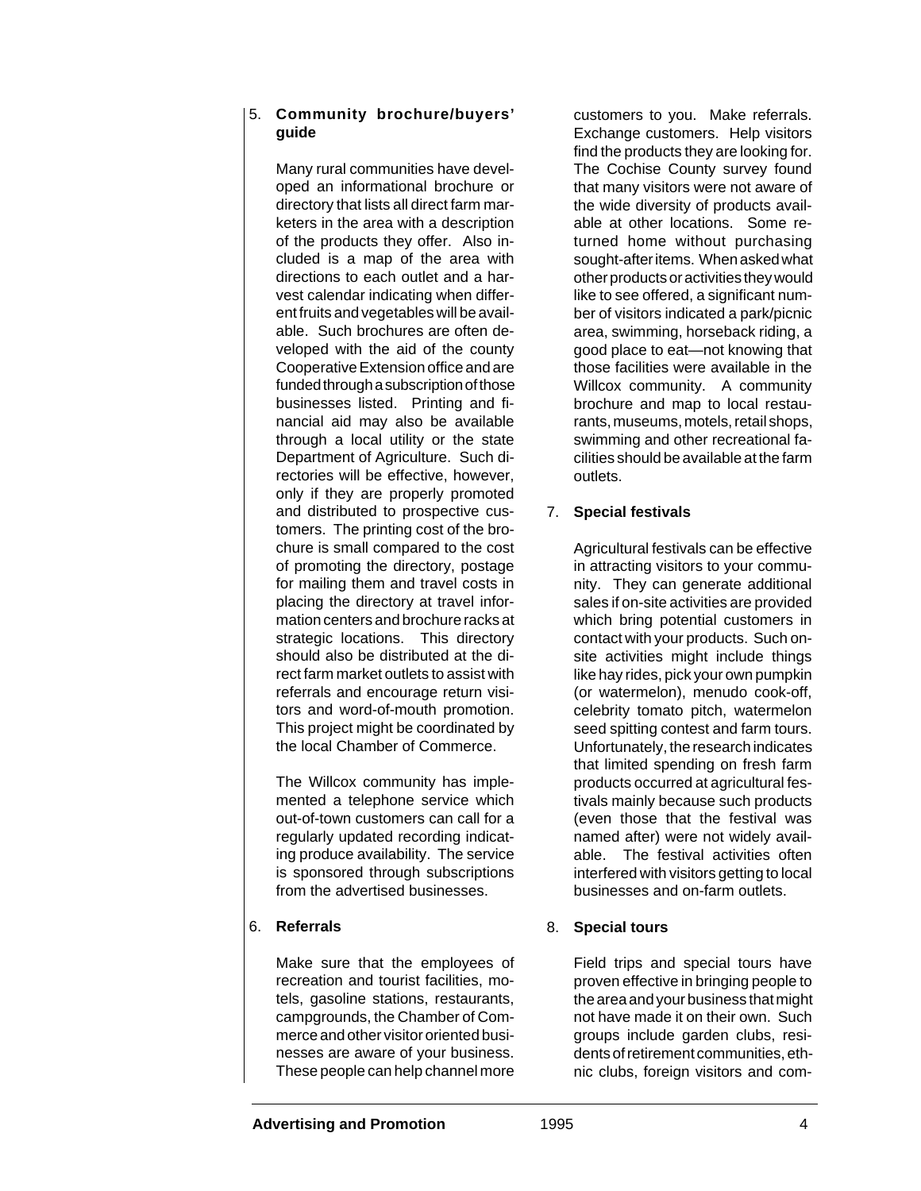5. **Community brochure/buyers' guide**

   Many rural communities have developed an informational brochure or directory that lists all direct farm marketers in the area with a description of the products they offer. Also included is a map of the area with directions to each outlet and a harvest calendar indicating when different fruits and vegetables will be available. Such brochures are often developed with the aid of the county Cooperative Extension office and are funded through a subscription of those businesses listed. Printing and financial aid may also be available through a local utility or the state Department of Agriculture. Such directories will be effective, however, only if they are properly promoted and distributed to prospective customers. The printing cost of the brochure is small compared to the cost of promoting the directory, postage for mailing them and travel costs in placing the directory at travel information centers and brochure racks at strategic locations. This directory should also be distributed at the direct farm market outlets to assist with referrals and encourage return visitors and word-of-mouth promotion. This project might be coordinated by the local Chamber of Commerce.

   The Willcox community has implemented a telephone service which out-of-town customers can call for a regularly updated recording indicating produce availability. The service is sponsored through subscriptions from the advertised businesses.

6. **Referrals**

   Make sure that the employees of recreation and tourist facilities, motels, gasoline stations, restaurants, campgrounds, the Chamber of Commerce and other visitor oriented businesses are aware of your business. These people can help channel more customers to you. Make referrals. Exchange customers. Help visitors find the products they are looking for. The Cochise County survey found that many visitors were not aware of the wide diversity of products available at other locations. Some returned home without purchasing sought-after items. When asked what other products or activities they would like to see offered, a significant number of visitors indicated a park/picnic area, swimming, horseback riding, a good place to eat—not knowing that those facilities were available in the Willcox community. A community brochure and map to local restaurants, museums, motels, retail shops, swimming and other recreational facilities should be available at the farm outlets.

7. **Special festivals**

   Agricultural festivals can be effective in attracting visitors to your community. They can generate additional sales if on-site activities are provided which bring potential customers in contact with your products. Such on-site activities might include things like hay rides, pick your own pumpkin (or watermelon), menudo cook-off, celebrity tomato pitch, watermelon seed spitting contest and farm tours. Unfortunately, the research indicates that limited spending on fresh farm products occurred at agricultural festivals mainly because such products (even those that the festival was named after) were not widely available. The festival activities often interfered with visitors getting to local businesses and on-farm outlets.

8. **Special tours**

   Field trips and special tours have proven effective in bringing people to the area and your business that might not have made it on their own. Such groups include garden clubs, residents of retirement communities, ethnic clubs, foreign visitors and com-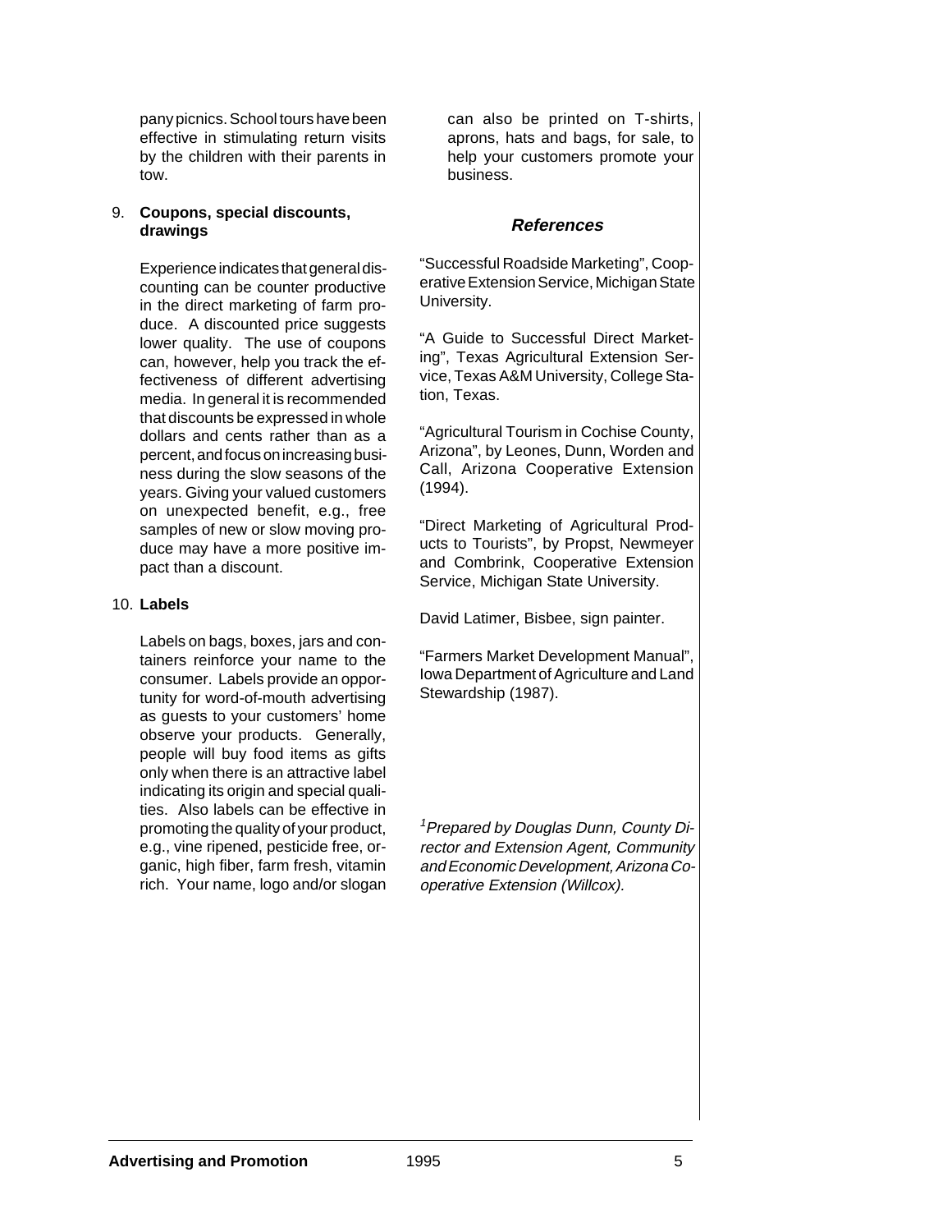pany picnics. School tours have been effective in stimulating return visits by the children with their parents in tow.

9. **Coupons, special discounts, drawings**

   Experience indicates that general discounting can be counter productive in the direct marketing of farm produce. A discounted price suggests lower quality. The use of coupons can, however, help you track the effectiveness of different advertising media. In general it is recommended that discounts be expressed in whole dollars and cents rather than as a percent, and focus on increasing business during the slow seasons of the years. Giving your valued customers on unexpected benefit, e.g., free samples of new or slow moving produce may have a more positive impact than a discount.

10. **Labels**

    Labels on bags, boxes, jars and containers reinforce your name to the consumer. Labels provide an opportunity for word-of-mouth advertising as guests to your customers' home observe your products. Generally, people will buy food items as gifts only when there is an attractive label indicating its origin and special qualities. Also labels can be effective in promoting the quality of your product, e.g., vine ripened, pesticide free, organic, high fiber, farm fresh, vitamin rich. Your name, logo and/or slogan can also be printed on T-shirts, aprons, hats and bags, for sale, to help your customers promote your business.

## *References*

"Successful Roadside Marketing", Cooperative Extension Service, Michigan State University.

"A Guide to Successful Direct Marketing", Texas Agricultural Extension Service, Texas A&M University, College Station, Texas.

"Agricultural Tourism in Cochise County, Arizona", by Leones, Dunn, Worden and Call, Arizona Cooperative Extension (1994).

"Direct Marketing of Agricultural Products to Tourists", by Propst, Newmeyer and Combrink, Cooperative Extension Service, Michigan State University.

David Latimer, Bisbee, sign painter.

"Farmers Market Development Manual", Iowa Department of Agriculture and Land Stewardship (1987).

[1]*Prepared by Douglas Dunn, County Director and Extension Agent, Community and Economic Development, Arizona Cooperative Extension (Willcox).*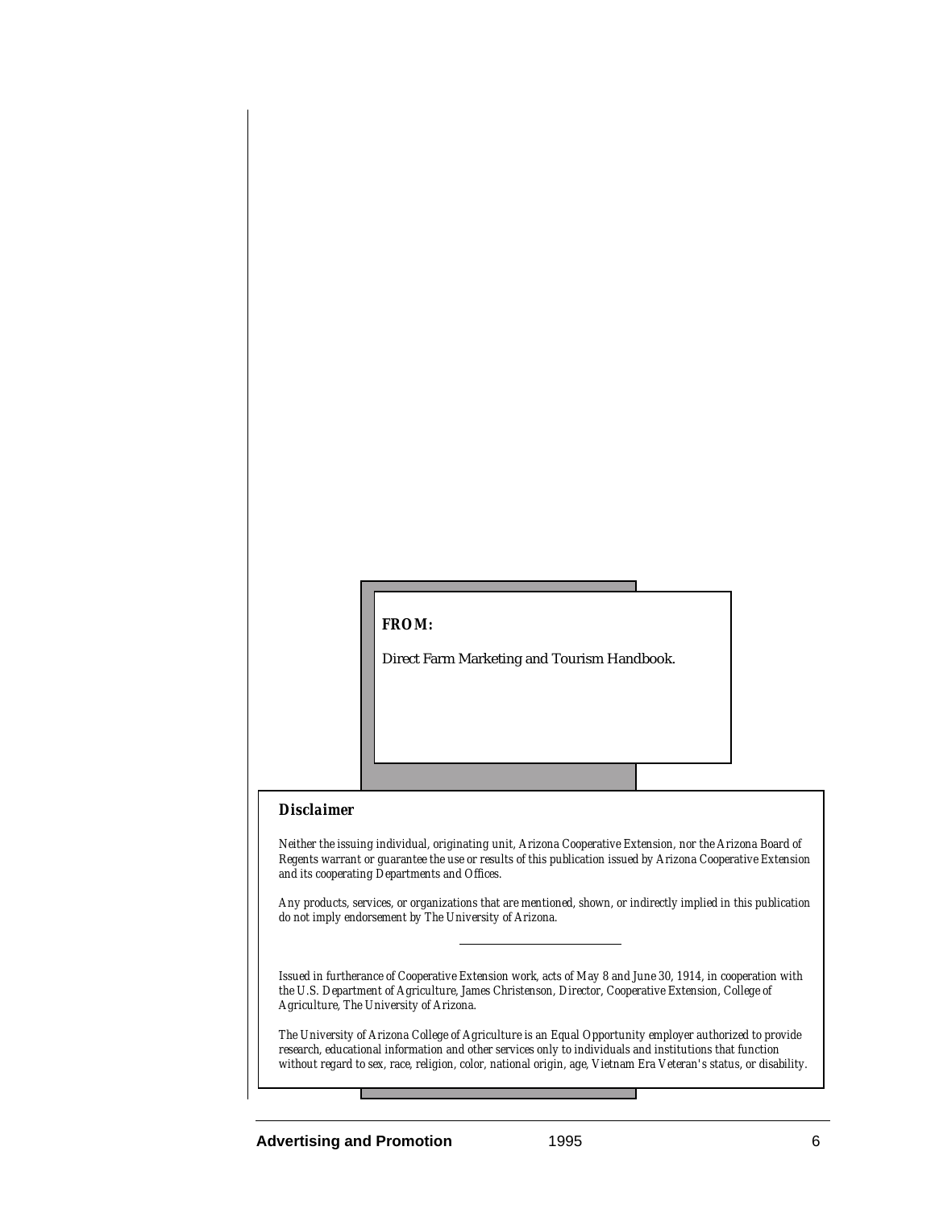**FROM:**

Direct Farm Marketing and Tourism Handbook.

### Disclaimer

*Neither the issuing individual, originating unit, Arizona Cooperative Extension, nor the Arizona Board of Regents warrant or guarantee the use or results of this publication issued by Arizona Cooperative Extension and its cooperating Departments and Offices.*

*Any products, services, or organizations that are mentioned, shown, or indirectly implied in this publication do not imply endorsement by The University of Arizona.*

---

*Issued in furtherance of Cooperative Extension work, acts of May 8 and June 30, 1914, in cooperation with the U.S. Department of Agriculture, James Christenson, Director, Cooperative Extension, College of Agriculture, The University of Arizona.*

*The University of Arizona College of Agriculture is an Equal Opportunity employer authorized to provide research, educational information and other services only to individuals and institutions that function without regard to sex, race, religion, color, national origin, age, Vietnam Era Veteran's status, or disability.*